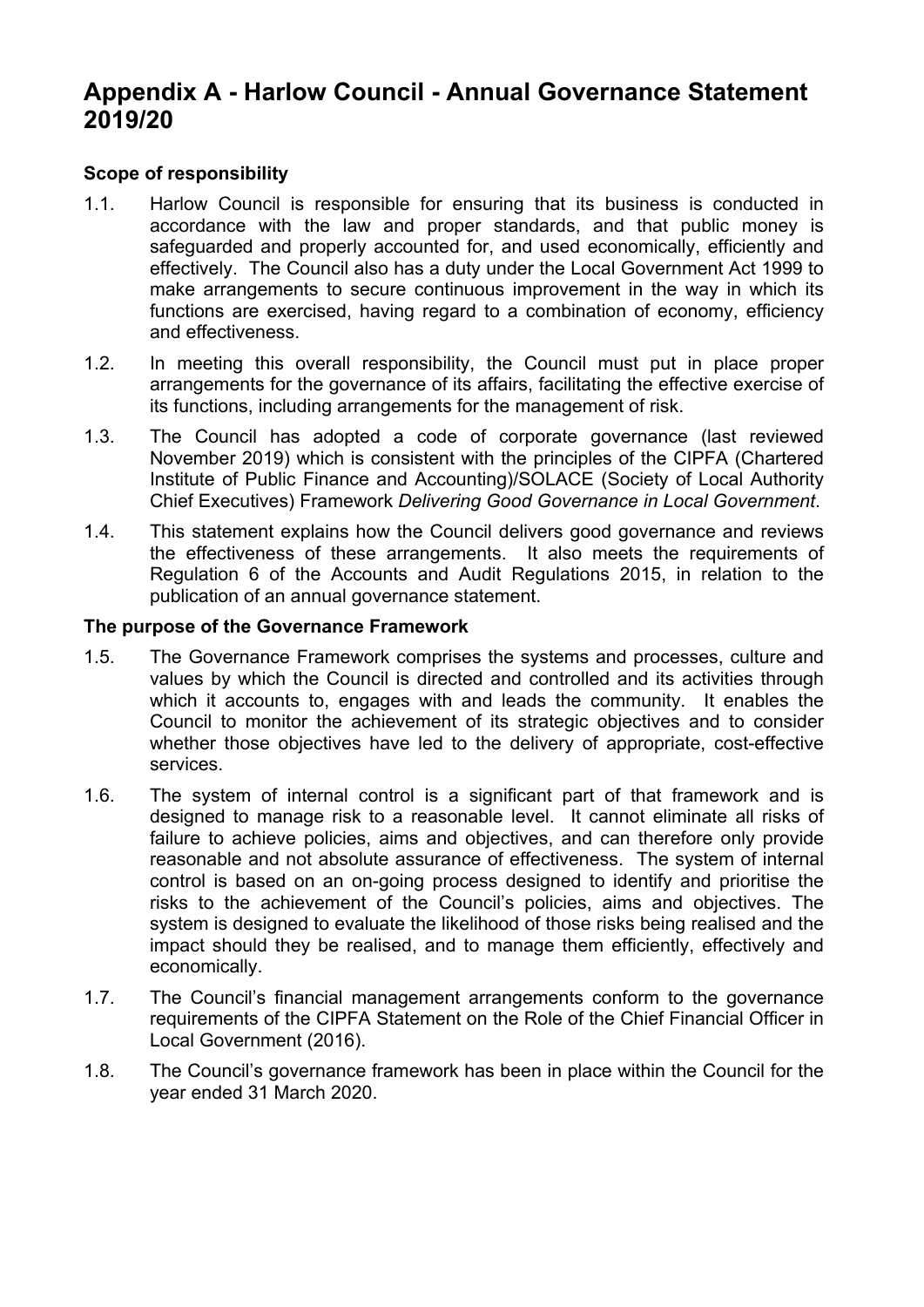# Appendix A - Harlow Council - Annual Governance Statement 2019/20

### Scope of responsibility

1.1. Harlow Council is responsible for ensuring that its business is conducted in accordance with the law and proper standards, and that public money is safeguarded and properly accounted for, and used economically, efficiently and effectively. The Council also has a duty under the Local Government Act 1999 to make arrangements to secure continuous improvement in the way in which its functions are exercised, having regard to a combination of economy, efficiency and effectiveness.

1.2. In meeting this overall responsibility, the Council must put in place proper arrangements for the governance of its affairs, facilitating the effective exercise of its functions, including arrangements for the management of risk.

1.3. The Council has adopted a code of corporate governance (last reviewed November 2019) which is consistent with the principles of the CIPFA (Chartered Institute of Public Finance and Accounting)/SOLACE (Society of Local Authority Chief Executives) Framework *Delivering Good Governance in Local Government*.

1.4. This statement explains how the Council delivers good governance and reviews the effectiveness of these arrangements. It also meets the requirements of Regulation 6 of the Accounts and Audit Regulations 2015, in relation to the publication of an annual governance statement.

### The purpose of the Governance Framework

1.5. The Governance Framework comprises the systems and processes, culture and values by which the Council is directed and controlled and its activities through which it accounts to, engages with and leads the community. It enables the Council to monitor the achievement of its strategic objectives and to consider whether those objectives have led to the delivery of appropriate, cost-effective services.

1.6. The system of internal control is a significant part of that framework and is designed to manage risk to a reasonable level. It cannot eliminate all risks of failure to achieve policies, aims and objectives, and can therefore only provide reasonable and not absolute assurance of effectiveness. The system of internal control is based on an on-going process designed to identify and prioritise the risks to the achievement of the Council's policies, aims and objectives. The system is designed to evaluate the likelihood of those risks being realised and the impact should they be realised, and to manage them efficiently, effectively and economically.

1.7. The Council's financial management arrangements conform to the governance requirements of the CIPFA Statement on the Role of the Chief Financial Officer in Local Government (2016).

1.8. The Council's governance framework has been in place within the Council for the year ended 31 March 2020.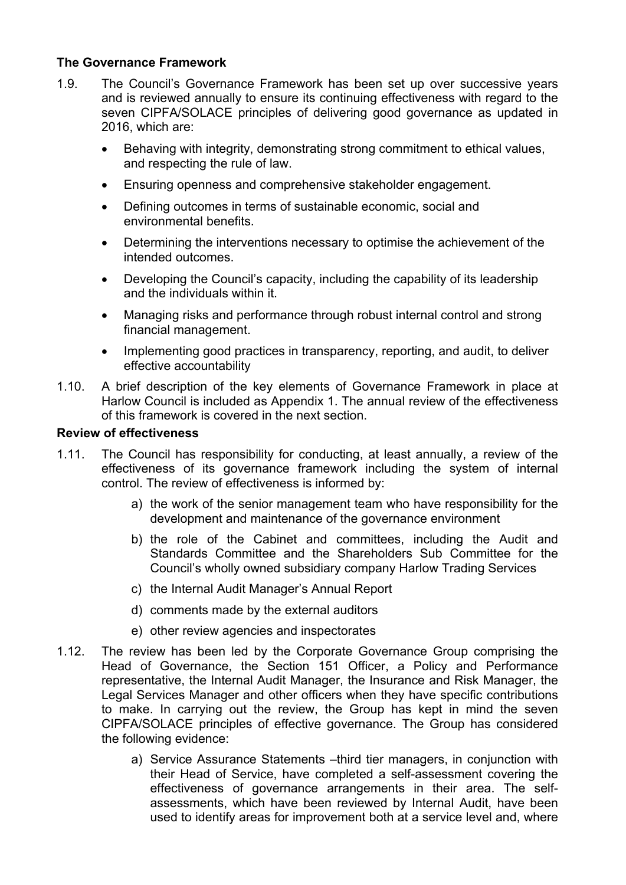**The Governance Framework**

1.9. The Council's Governance Framework has been set up over successive years and is reviewed annually to ensure its continuing effectiveness with regard to the seven CIPFA/SOLACE principles of delivering good governance as updated in 2016, which are:

- Behaving with integrity, demonstrating strong commitment to ethical values, and respecting the rule of law.
- Ensuring openness and comprehensive stakeholder engagement.
- Defining outcomes in terms of sustainable economic, social and environmental benefits.
- Determining the interventions necessary to optimise the achievement of the intended outcomes.
- Developing the Council's capacity, including the capability of its leadership and the individuals within it.
- Managing risks and performance through robust internal control and strong financial management.
- Implementing good practices in transparency, reporting, and audit, to deliver effective accountability

1.10. A brief description of the key elements of Governance Framework in place at Harlow Council is included as Appendix 1. The annual review of the effectiveness of this framework is covered in the next section.

**Review of effectiveness**

1.11. The Council has responsibility for conducting, at least annually, a review of the effectiveness of its governance framework including the system of internal control. The review of effectiveness is informed by:

a) the work of the senior management team who have responsibility for the development and maintenance of the governance environment

b) the role of the Cabinet and committees, including the Audit and Standards Committee and the Shareholders Sub Committee for the Council's wholly owned subsidiary company Harlow Trading Services

c) the Internal Audit Manager's Annual Report

d) comments made by the external auditors

e) other review agencies and inspectorates

1.12. The review has been led by the Corporate Governance Group comprising the Head of Governance, the Section 151 Officer, a Policy and Performance representative, the Internal Audit Manager, the Insurance and Risk Manager, the Legal Services Manager and other officers when they have specific contributions to make. In carrying out the review, the Group has kept in mind the seven CIPFA/SOLACE principles of effective governance. The Group has considered the following evidence:

a) Service Assurance Statements –third tier managers, in conjunction with their Head of Service, have completed a self-assessment covering the effectiveness of governance arrangements in their area. The self-assessments, which have been reviewed by Internal Audit, have been used to identify areas for improvement both at a service level and, where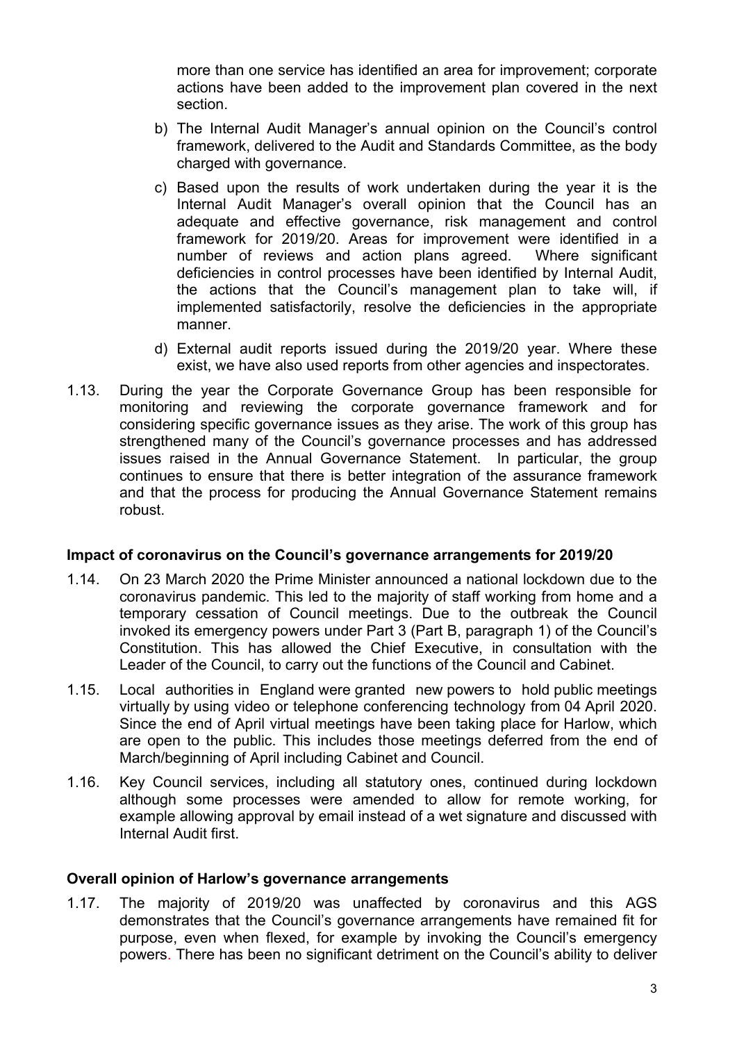more than one service has identified an area for improvement; corporate actions have been added to the improvement plan covered in the next section.

b) The Internal Audit Manager's annual opinion on the Council's control framework, delivered to the Audit and Standards Committee, as the body charged with governance.

c) Based upon the results of work undertaken during the year it is the Internal Audit Manager's overall opinion that the Council has an adequate and effective governance, risk management and control framework for 2019/20. Areas for improvement were identified in a number of reviews and action plans agreed. Where significant deficiencies in control processes have been identified by Internal Audit, the actions that the Council's management plan to take will, if implemented satisfactorily, resolve the deficiencies in the appropriate manner.

d) External audit reports issued during the 2019/20 year. Where these exist, we have also used reports from other agencies and inspectorates.

1.13. During the year the Corporate Governance Group has been responsible for monitoring and reviewing the corporate governance framework and for considering specific governance issues as they arise. The work of this group has strengthened many of the Council's governance processes and has addressed issues raised in the Annual Governance Statement. In particular, the group continues to ensure that there is better integration of the assurance framework and that the process for producing the Annual Governance Statement remains robust.

**Impact of coronavirus on the Council's governance arrangements for 2019/20**

1.14. On 23 March 2020 the Prime Minister announced a national lockdown due to the coronavirus pandemic. This led to the majority of staff working from home and a temporary cessation of Council meetings. Due to the outbreak the Council invoked its emergency powers under Part 3 (Part B, paragraph 1) of the Council's Constitution. This has allowed the Chief Executive, in consultation with the Leader of the Council, to carry out the functions of the Council and Cabinet.

1.15. Local authorities in England were granted new powers to hold public meetings virtually by using video or telephone conferencing technology from 04 April 2020. Since the end of April virtual meetings have been taking place for Harlow, which are open to the public. This includes those meetings deferred from the end of March/beginning of April including Cabinet and Council.

1.16. Key Council services, including all statutory ones, continued during lockdown although some processes were amended to allow for remote working, for example allowing approval by email instead of a wet signature and discussed with Internal Audit first.

**Overall opinion of Harlow's governance arrangements**

1.17. The majority of 2019/20 was unaffected by coronavirus and this AGS demonstrates that the Council's governance arrangements have remained fit for purpose, even when flexed, for example by invoking the Council's emergency powers. There has been no significant detriment on the Council's ability to deliver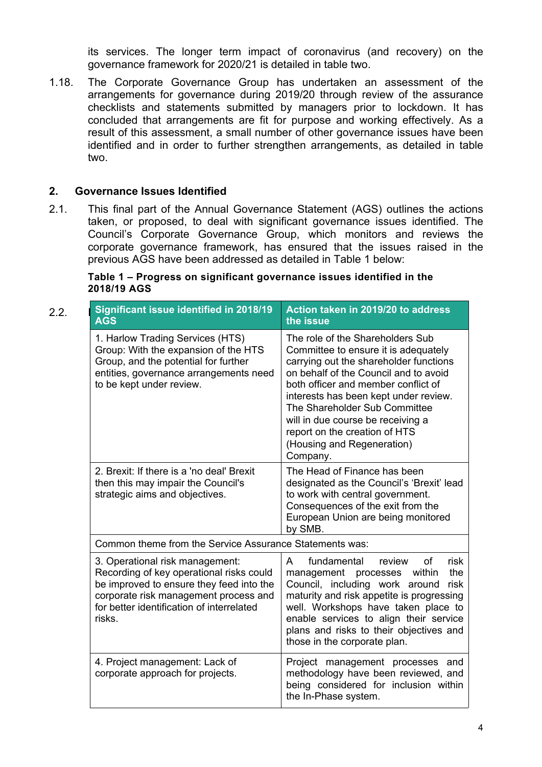its services. The longer term impact of coronavirus (and recovery) on the governance framework for 2020/21 is detailed in table two.

1.18. The Corporate Governance Group has undertaken an assessment of the arrangements for governance during 2019/20 through review of the assurance checklists and statements submitted by managers prior to lockdown. It has concluded that arrangements are fit for purpose and working effectively. As a result of this assessment, a small number of other governance issues have been identified and in order to further strengthen arrangements, as detailed in table two.

## 2. Governance Issues Identified

2.1. This final part of the Annual Governance Statement (AGS) outlines the actions taken, or proposed, to deal with significant governance issues identified. The Council's Corporate Governance Group, which monitors and reviews the corporate governance framework, has ensured that the issues raised in the previous AGS have been addressed as detailed in Table 1 below:

**Table 1 – Progress on significant governance issues identified in the 2018/19 AGS**

2.2.

| Significant issue identified in 2018/19 AGS | Action taken in 2019/20 to address the issue |
|---|---|
| 1. Harlow Trading Services (HTS) Group: With the expansion of the HTS Group, and the potential for further entities, governance arrangements need to be kept under review. | The role of the Shareholders Sub Committee to ensure it is adequately carrying out the shareholder functions on behalf of the Council and to avoid both officer and member conflict of interests has been kept under review. The Shareholder Sub Committee will in due course be receiving a report on the creation of HTS (Housing and Regeneration) Company. |
| 2. Brexit: If there is a 'no deal' Brexit then this may impair the Council's strategic aims and objectives. | The Head of Finance has been designated as the Council's 'Brexit' lead to work with central government. Consequences of the exit from the European Union are being monitored by SMB. |
| Common theme from the Service Assurance Statements was: | |
| 3. Operational risk management: Recording of key operational risks could be improved to ensure they feed into the corporate risk management process and for better identification of interrelated risks. | A fundamental review of risk management processes within the Council, including work around risk maturity and risk appetite is progressing well. Workshops have taken place to enable services to align their service plans and risks to their objectives and those in the corporate plan. |
| 4. Project management: Lack of corporate approach for projects. | Project management processes and methodology have been reviewed, and being considered for inclusion within the In-Phase system. |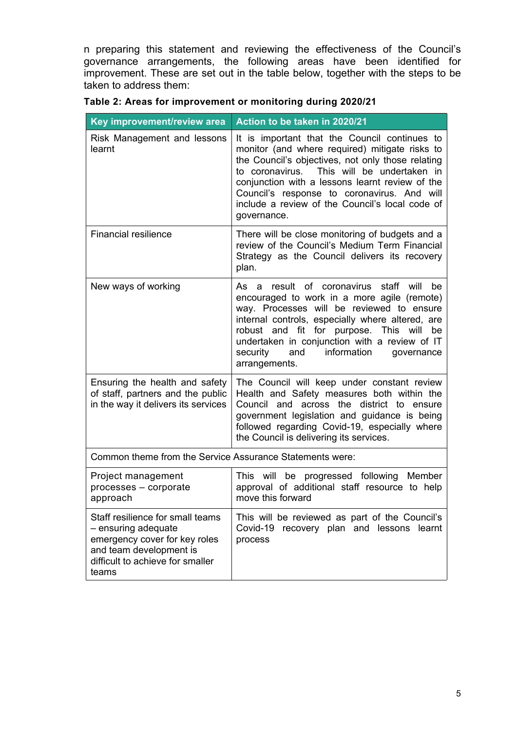n preparing this statement and reviewing the effectiveness of the Council's governance arrangements, the following areas have been identified for improvement. These are set out in the table below, together with the steps to be taken to address them:

**Table 2: Areas for improvement or monitoring during 2020/21**

| Key improvement/review area | Action to be taken in 2020/21 |
|---|---|
| Risk Management and lessons learnt | It is important that the Council continues to monitor (and where required) mitigate risks to the Council's objectives, not only those relating to coronavirus. This will be undertaken in conjunction with a lessons learnt review of the Council's response to coronavirus. And will include a review of the Council's local code of governance. |
| Financial resilience | There will be close monitoring of budgets and a review of the Council's Medium Term Financial Strategy as the Council delivers its recovery plan. |
| New ways of working | As a result of coronavirus staff will be encouraged to work in a more agile (remote) way. Processes will be reviewed to ensure internal controls, especially where altered, are robust and fit for purpose. This will be undertaken in conjunction with a review of IT security and information governance arrangements. |
| Ensuring the health and safety of staff, partners and the public in the way it delivers its services | The Council will keep under constant review Health and Safety measures both within the Council and across the district to ensure government legislation and guidance is being followed regarding Covid-19, especially where the Council is delivering its services. |
| Common theme from the Service Assurance Statements were: | |
| Project management processes – corporate approach | This will be progressed following Member approval of additional staff resource to help move this forward |
| Staff resilience for small teams – ensuring adequate emergency cover for key roles and team development is difficult to achieve for smaller teams | This will be reviewed as part of the Council's Covid-19 recovery plan and lessons learnt process |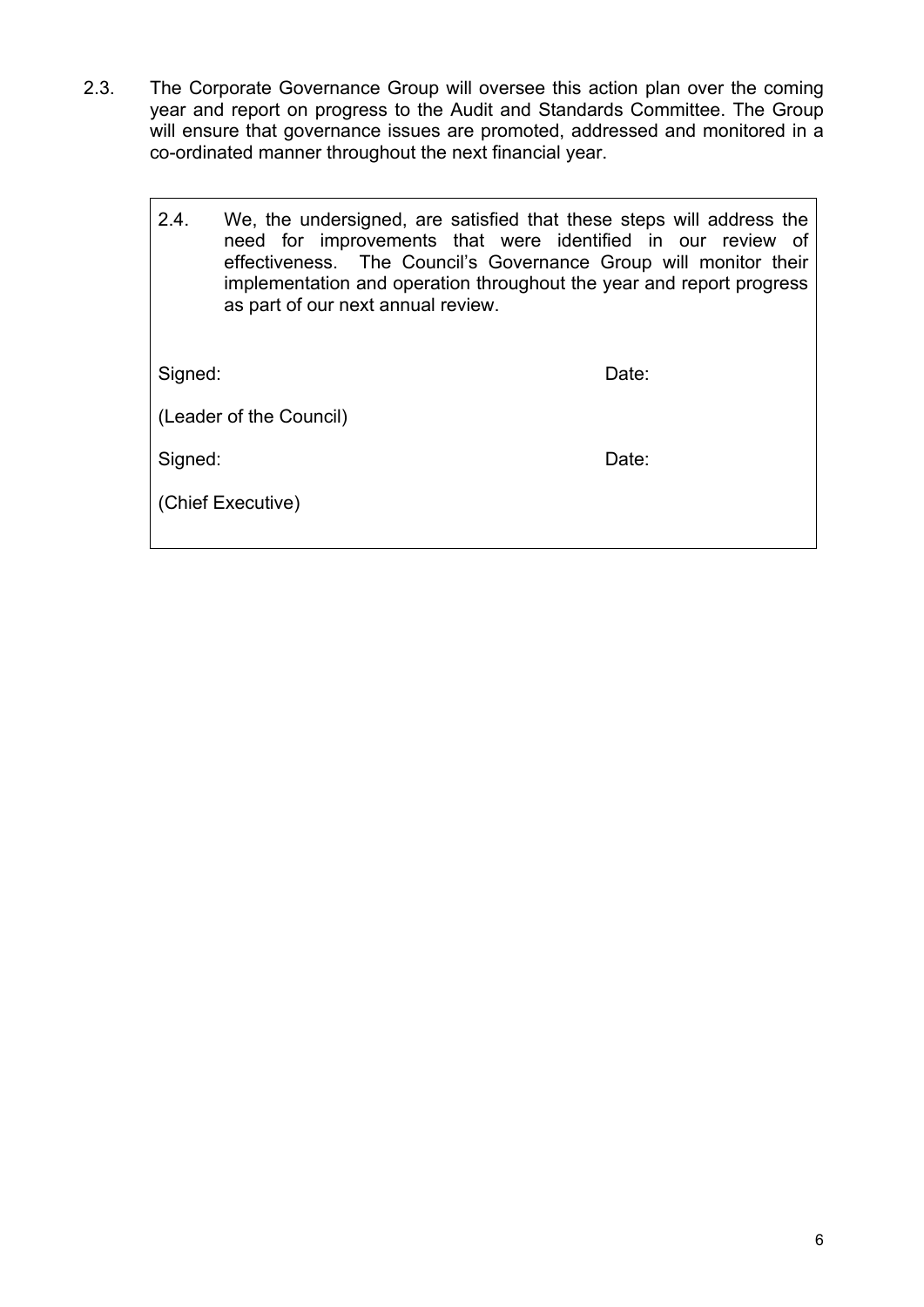2.3. The Corporate Governance Group will oversee this action plan over the coming year and report on progress to the Audit and Standards Committee. The Group will ensure that governance issues are promoted, addressed and monitored in a co-ordinated manner throughout the next financial year.

2.4. We, the undersigned, are satisfied that these steps will address the need for improvements that were identified in our review of effectiveness. The Council's Governance Group will monitor their implementation and operation throughout the year and report progress as part of our next annual review.

Signed: Date:

(Leader of the Council)

Signed: Date:

(Chief Executive)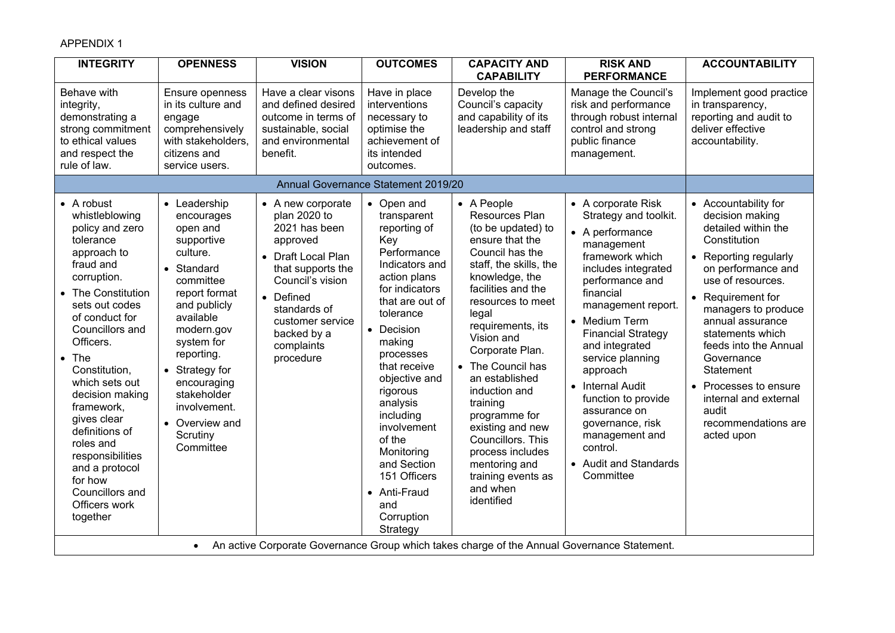APPENDIX 1

| INTEGRITY | OPENNESS | VISION | OUTCOMES | CAPACITY AND CAPABILITY | RISK AND PERFORMANCE | ACCOUNTABILITY |
|---|---|---|---|---|---|---|
| Behave with integrity, demonstrating a strong commitment to ethical values and respect the rule of law. | Ensure openness in its culture and engage comprehensively with stakeholders, citizens and service users. | Have a clear visons and defined desired outcome in terms of sustainable, social and environmental benefit. | Have in place interventions necessary to optimise the achievement of its intended outcomes. | Develop the Council's capacity and capability of its leadership and staff | Manage the Council's risk and performance through robust internal control and strong public finance management. | Implement good practice in transparency, reporting and audit to deliver effective accountability. |
| Annual Governance Statement 2019/20 | | | | | | |
| • A robust whistleblowing policy and zero tolerance approach to fraud and corruption.<br>• The Constitution sets out codes of conduct for Councillors and Officers.<br>• The Constitution, which sets out decision making framework, gives clear definitions of roles and responsibilities and a protocol for how Councillors and Officers work together | • Leadership encourages open and supportive culture.<br>• Standard committee report format and publicly available modern.gov system for reporting.<br>• Strategy for encouraging stakeholder involvement.<br>• Overview and Scrutiny Committee | • A new corporate plan 2020 to 2021 has been approved<br>• Draft Local Plan that supports the Council's vision<br>• Defined standards of customer service backed by a complaints procedure | • Open and transparent reporting of Key Performance Indicators and action plans for indicators that are out of tolerance<br>• Decision making processes that receive objective and rigorous analysis including involvement of the Monitoring and Section 151 Officers<br>• Anti-Fraud and Corruption Strategy | • A People Resources Plan (to be updated) to ensure that the Council has the staff, the skills, the knowledge, the facilities and the resources to meet legal requirements, its Vision and Corporate Plan.<br>• The Council has an established induction and training programme for existing and new Councillors. This process includes mentoring and training events as and when identified | • A corporate Risk Strategy and toolkit.<br>• A performance management framework which includes integrated performance and financial management report.<br>• Medium Term Financial Strategy and integrated service planning approach<br>• Internal Audit function to provide assurance on governance, risk management and control.<br>• Audit and Standards Committee | • Accountability for decision making detailed within the Constitution<br>• Reporting regularly on performance and use of resources.<br>• Requirement for managers to produce annual assurance statements which feeds into the Annual Governance Statement<br>• Processes to ensure internal and external audit recommendations are acted upon |
| • An active Corporate Governance Group which takes charge of the Annual Governance Statement. | | | | | | |